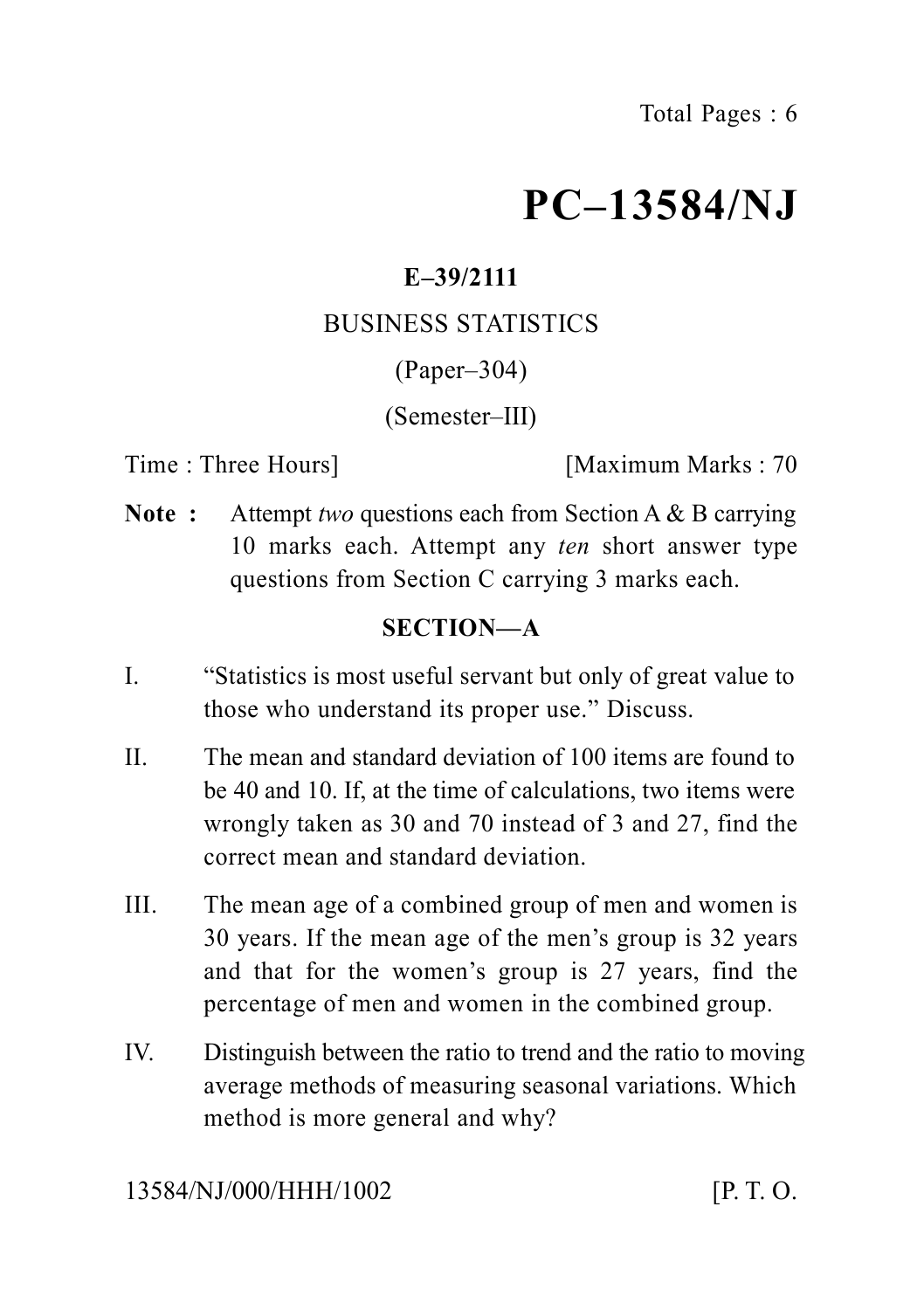# PC–13584/NJ

**E–39/2111**

BUSINESS STATISTICS

(Paper–304)

(Semester–III)

Time : Three Hours] [Maximum Marks : 70

**Note :** Attempt *two* questions each from Section A & B carrying 10 marks each. Attempt any *ten* short answer type questions from Section C carrying 3 marks each.

## SECTION—A

I. "Statistics is most useful servant but only of great value to those who understand its proper use." Discuss.

II. The mean and standard deviation of 100 items are found to be 40 and 10. If, at the time of calculations, two items were wrongly taken as 30 and 70 instead of 3 and 27, find the correct mean and standard deviation.

III. The mean age of a combined group of men and women is 30 years. If the mean age of the men's group is 32 years and that for the women's group is 27 years, find the percentage of men and women in the combined group.

IV. Distinguish between the ratio to trend and the ratio to moving average methods of measuring seasonal variations. Which method is more general and why?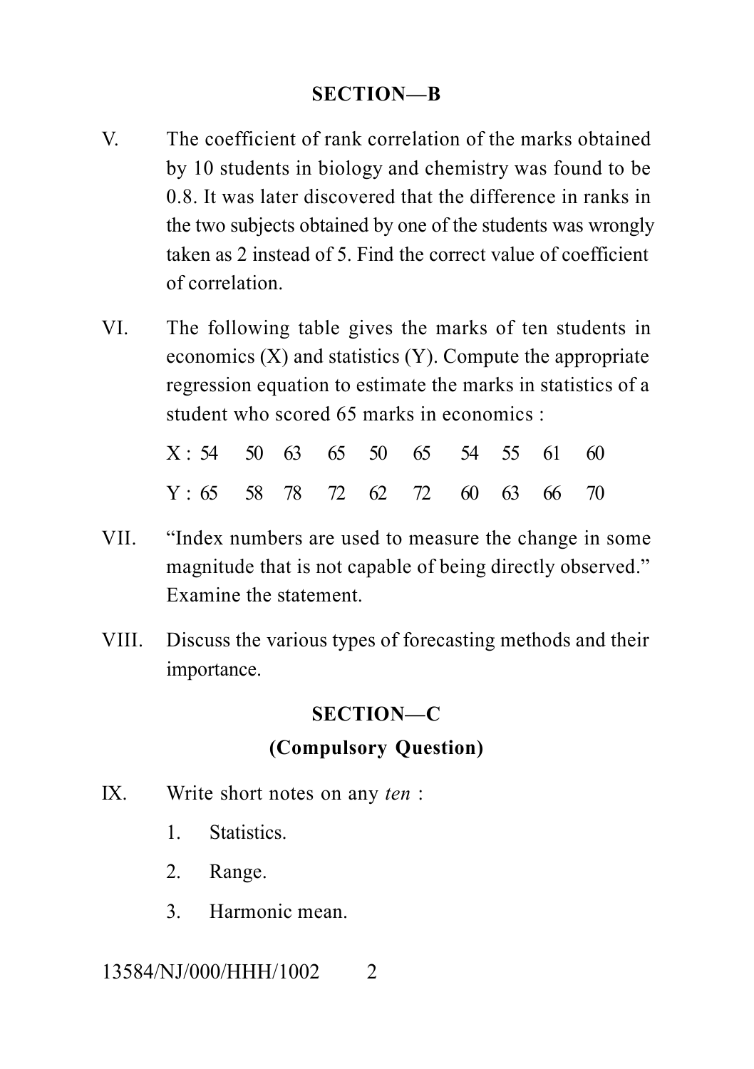## SECTION—B

V. The coefficient of rank correlation of the marks obtained by 10 students in biology and chemistry was found to be 0.8. It was later discovered that the difference in ranks in the two subjects obtained by one of the students was wrongly taken as 2 instead of 5. Find the correct value of coefficient of correlation.

VI. The following table gives the marks of ten students in economics (X) and statistics (Y). Compute the appropriate regression equation to estimate the marks in statistics of a student who scored 65 marks in economics :

| X : | 54 | 50 | 63 | 65 | 50 | 65 | 54 | 55 | 61 | 60 |
|---|---|---|---|---|---|---|---|---|---|---|
| Y : | 65 | 58 | 78 | 72 | 62 | 72 | 60 | 63 | 66 | 70 |

VII. "Index numbers are used to measure the change in some magnitude that is not capable of being directly observed." Examine the statement.

VIII. Discuss the various types of forecasting methods and their importance.

## SECTION—C

### (Compulsory Question)

IX. Write short notes on any *ten* :

1. Statistics.
2. Range.
3. Harmonic mean.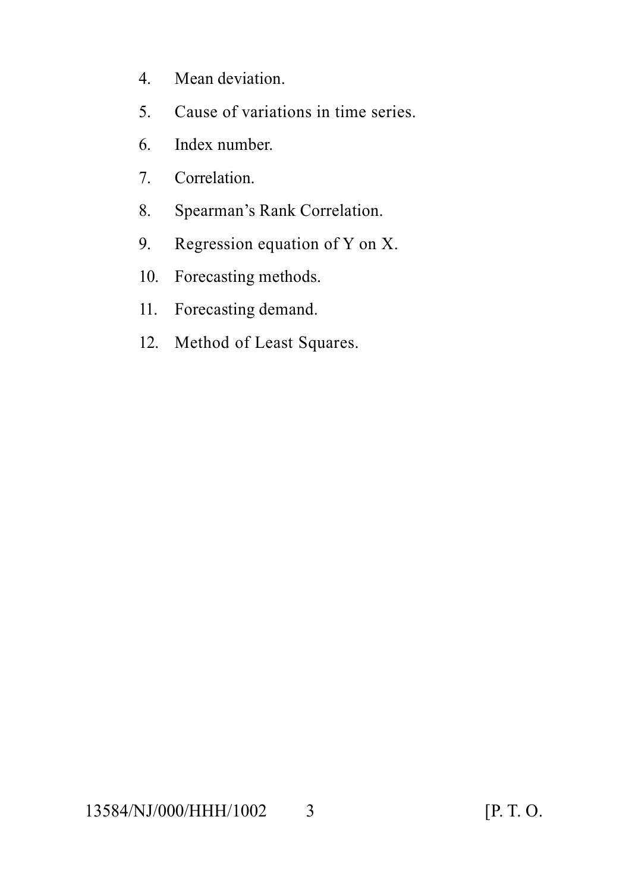4. Mean deviation.
5. Cause of variations in time series.
6. Index number.
7. Correlation.
8. Spearman's Rank Correlation.
9. Regression equation of Y on X.
10. Forecasting methods.
11. Forecasting demand.
12. Method of Least Squares.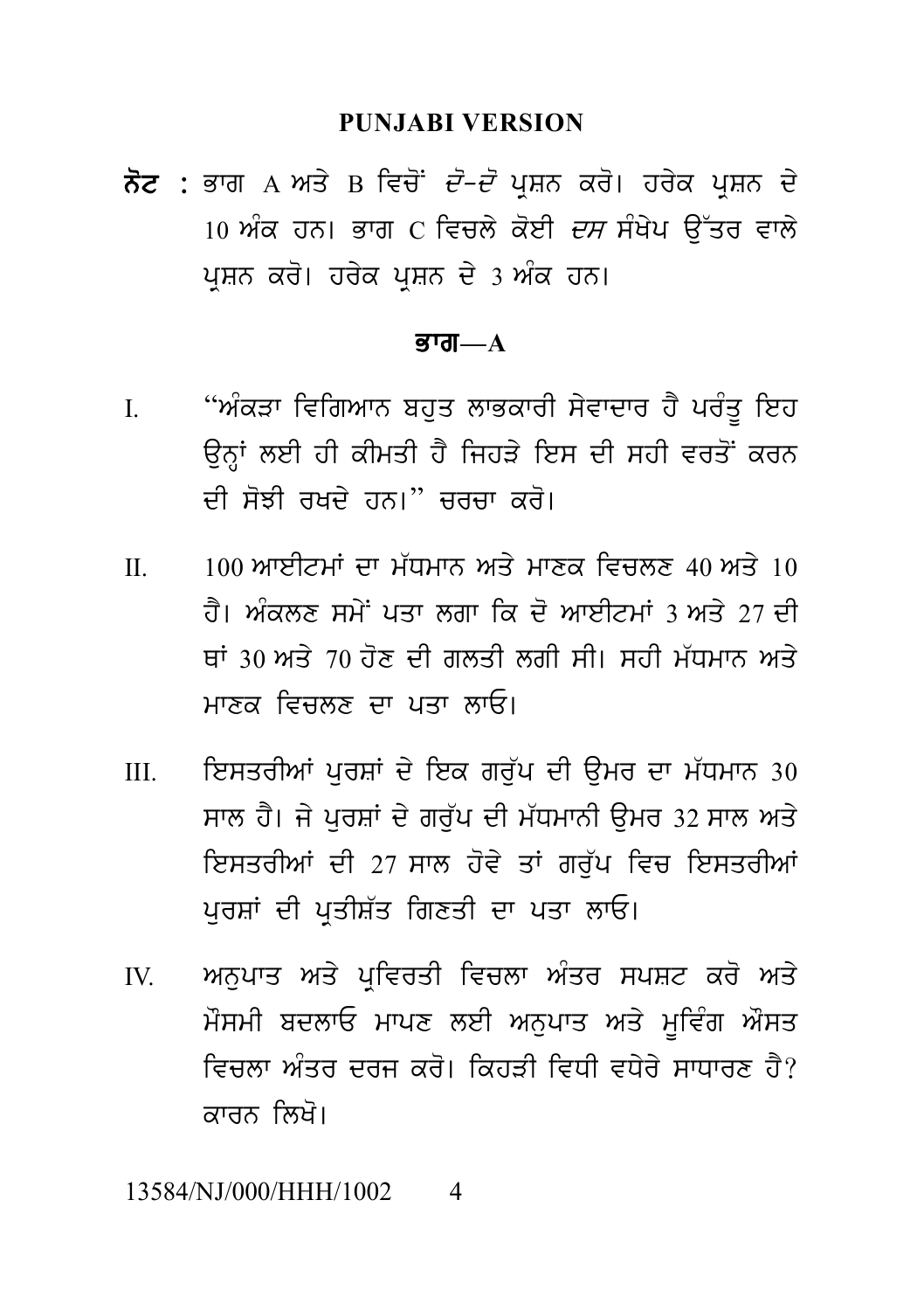## PUNJABI VERSION

**ਨੋਟ :** ਭਾਗ A ਅਤੇ B ਵਿਚੋਂ *ਦੋ-ਦੋ* ਪ੍ਰਸ਼ਨ ਕਰੋ। ਹਰੇਕ ਪ੍ਰਸ਼ਨ ਦੇ 10 ਅੰਕ ਹਨ। ਭਾਗ C ਵਿਚਲੇ ਕੋਈ *ਦਸ* ਸੰਖੇਪ ਉੱਤਰ ਵਾਲੇ ਪ੍ਰਸ਼ਨ ਕਰੋ। ਹਰੇਕ ਪ੍ਰਸ਼ਨ ਦੇ 3 ਅੰਕ ਹਨ।

### ਭਾਗ—A

I. "ਅੰਕੜਾ ਵਿਗਿਆਨ ਬਹੁਤ ਲਾਭਕਾਰੀ ਸੇਵਾਦਾਰ ਹੈ ਪਰੰਤੂ ਇਹ ਉਨ੍ਹਾਂ ਲਈ ਹੀ ਕੀਮਤੀ ਹੈ ਜਿਹੜੇ ਇਸ ਦੀ ਸਹੀ ਵਰਤੋਂ ਕਰਨ ਦੀ ਸੋਝੀ ਰਖਦੇ ਹਨ।" ਚਰਚਾ ਕਰੋ।

II. 100 ਆਈਟਮਾਂ ਦਾ ਮੱਧਮਾਨ ਅਤੇ ਮਾਣਕ ਵਿਚਲਣ 40 ਅਤੇ 10 ਹੈ। ਅੰਕਲਣ ਸਮੇਂ ਪਤਾ ਲਗਾ ਕਿ ਦੋ ਆਈਟਮਾਂ 3 ਅਤੇ 27 ਦੀ ਥਾਂ 30 ਅਤੇ 70 ਹੋਣ ਦੀ ਗਲਤੀ ਲਗੀ ਸੀ। ਸਹੀ ਮੱਧਮਾਨ ਅਤੇ ਮਾਣਕ ਵਿਚਲਣ ਦਾ ਪਤਾ ਲਾਓ।

III. ਇਸਤਰੀਆਂ ਪੁਰਸ਼ਾਂ ਦੇ ਇਕ ਗਰੁੱਪ ਦੀ ਉਮਰ ਦਾ ਮੱਧਮਾਨ 30 ਸਾਲ ਹੈ। ਜੇ ਪੁਰਸ਼ਾਂ ਦੇ ਗਰੁੱਪ ਦੀ ਮੱਧਮਾਨੀ ਉਮਰ 32 ਸਾਲ ਅਤੇ ਇਸਤਰੀਆਂ ਦੀ 27 ਸਾਲ ਹੋਵੇ ਤਾਂ ਗਰੁੱਪ ਵਿਚ ਇਸਤਰੀਆਂ ਪੁਰਸ਼ਾਂ ਦੀ ਪ੍ਰਤੀਸ਼ੱਤ ਗਿਣਤੀ ਦਾ ਪਤਾ ਲਾਓ।

IV. ਅਨੁਪਾਤ ਅਤੇ ਪ੍ਰਵਿਰਤੀ ਵਿਚਲਾ ਅੰਤਰ ਸਪਸ਼ਟ ਕਰੋ ਅਤੇ ਮੌਸਮੀ ਬਦਲਾਓ ਮਾਪਣ ਲਈ ਅਨੁਪਾਤ ਅਤੇ ਮੂਵਿੰਗ ਔਸਤ ਵਿਚਲਾ ਅੰਤਰ ਦਰਜ ਕਰੋ। ਕਿਹੜੀ ਵਿਧੀ ਵਧੇਰੇ ਸਾਧਾਰਣ ਹੈ? ਕਾਰਨ ਲਿਖੋ।

13584/NJ/000/HHH/1002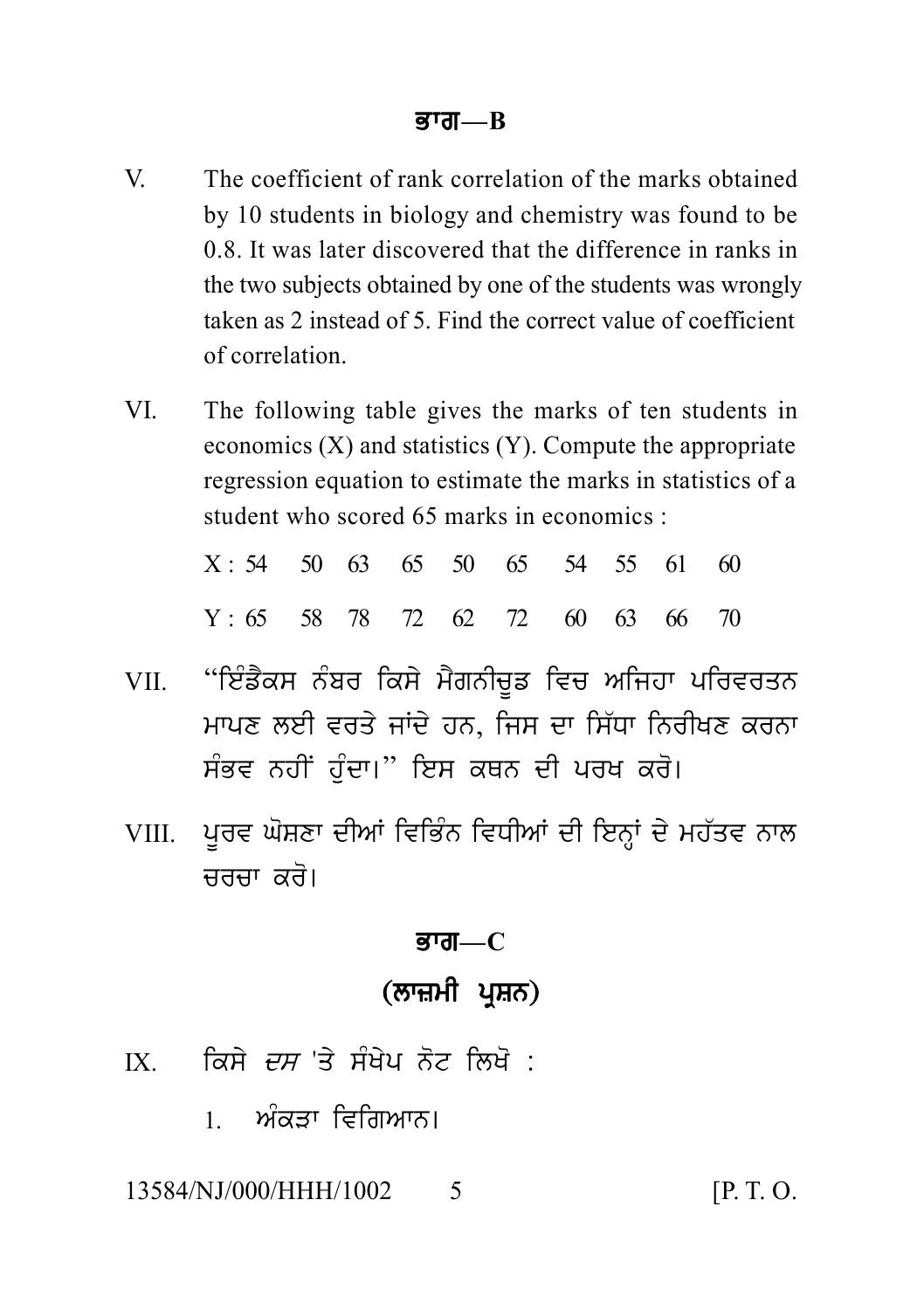## ਭਾਗ—B

V. The coefficient of rank correlation of the marks obtained by 10 students in biology and chemistry was found to be 0.8. It was later discovered that the difference in ranks in the two subjects obtained by one of the students was wrongly taken as 2 instead of 5. Find the correct value of coefficient of correlation.

VI. The following table gives the marks of ten students in economics (X) and statistics (Y). Compute the appropriate regression equation to estimate the marks in statistics of a student who scored 65 marks in economics :

| X : | 54 | 50 | 63 | 65 | 50 | 65 | 54 | 55 | 61 | 60 |
|---|---|---|---|---|---|---|---|---|---|---|
| Y : | 65 | 58 | 78 | 72 | 62 | 72 | 60 | 63 | 66 | 70 |

VII. "ਇੰਡੈਕਸ ਨੰਬਰ ਕਿਸੇ ਮੈਗਨੀਚੂਡ ਵਿਚ ਅਜਿਹਾ ਪਰਿਵਰਤਨ ਮਾਪਣ ਲਈ ਵਰਤੇ ਜਾਂਦੇ ਹਨ, ਜਿਸ ਦਾ ਸਿੱਧਾ ਨਿਰੀਖਣ ਕਰਨਾ ਸੰਭਵ ਨਹੀਂ ਹੁੰਦਾ।" ਇਸ ਕਥਨ ਦੀ ਪਰਖ ਕਰੋ।

VIII. ਪੂਰਵ ਘੋਸ਼ਣਾ ਦੀਆਂ ਵਿਭਿੰਨ ਵਿਧੀਆਂ ਦੀ ਇਨ੍ਹਾਂ ਦੇ ਮਹੱਤਵ ਨਾਲ ਚਰਚਾ ਕਰੋ।

## ਭਾਗ—C

### (ਲਾਜ਼ਮੀ ਪ੍ਰਸ਼ਨ)

IX. ਕਿਸੇ *ਦਸ* 'ਤੇ ਸੰਖੇਪ ਨੋਟ ਲਿਖੋ :

1. ਅੰਕੜਾ ਵਿਗਿਆਨ।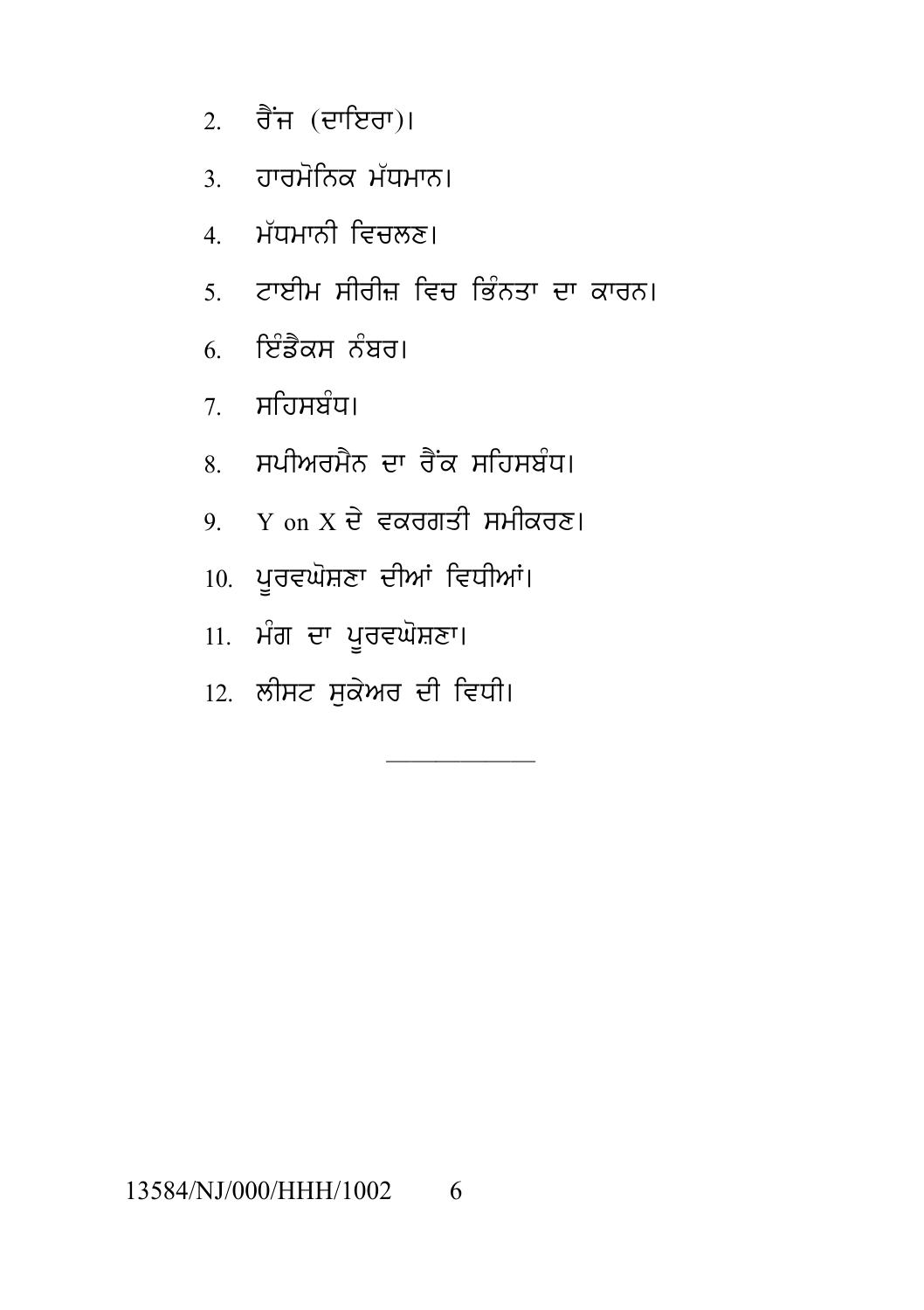2. ਰੈਂਜ (ਦਾਇਰਾ)।

3. ਹਾਰਮੋਨਿਕ ਮੱਧਮਾਨ।

4. ਮੱਧਮਾਨੀ ਵਿਚਲਣ।

5. ਟਾਈਮ ਸੀਰੀਜ਼ ਵਿਚ ਭਿੰਨਤਾ ਦਾ ਕਾਰਨ।

6. ਇੰਡੈਕਸ ਨੰਬਰ।

7. ਸਹਿਸਬੰਧ।

8. ਸਪੀਅਰਮੈਨ ਦਾ ਰੈਂਕ ਸਹਿਸਬੰਧ।

9. Y on X ਦੇ ਵਕਰਗਤੀ ਸਮੀਕਰਣ।

10. ਪੂਰਵਘੋਸ਼ਣਾ ਦੀਆਂ ਵਿਧੀਆਂ।

11. ਮੰਗ ਦਾ ਪੂਰਵਘੋਸ਼ਣਾ।

12. ਲੀਸਟ ਸੁਕੇਅਰ ਦੀ ਵਿਧੀ।

---

13584/NJ/000/HHH/1002